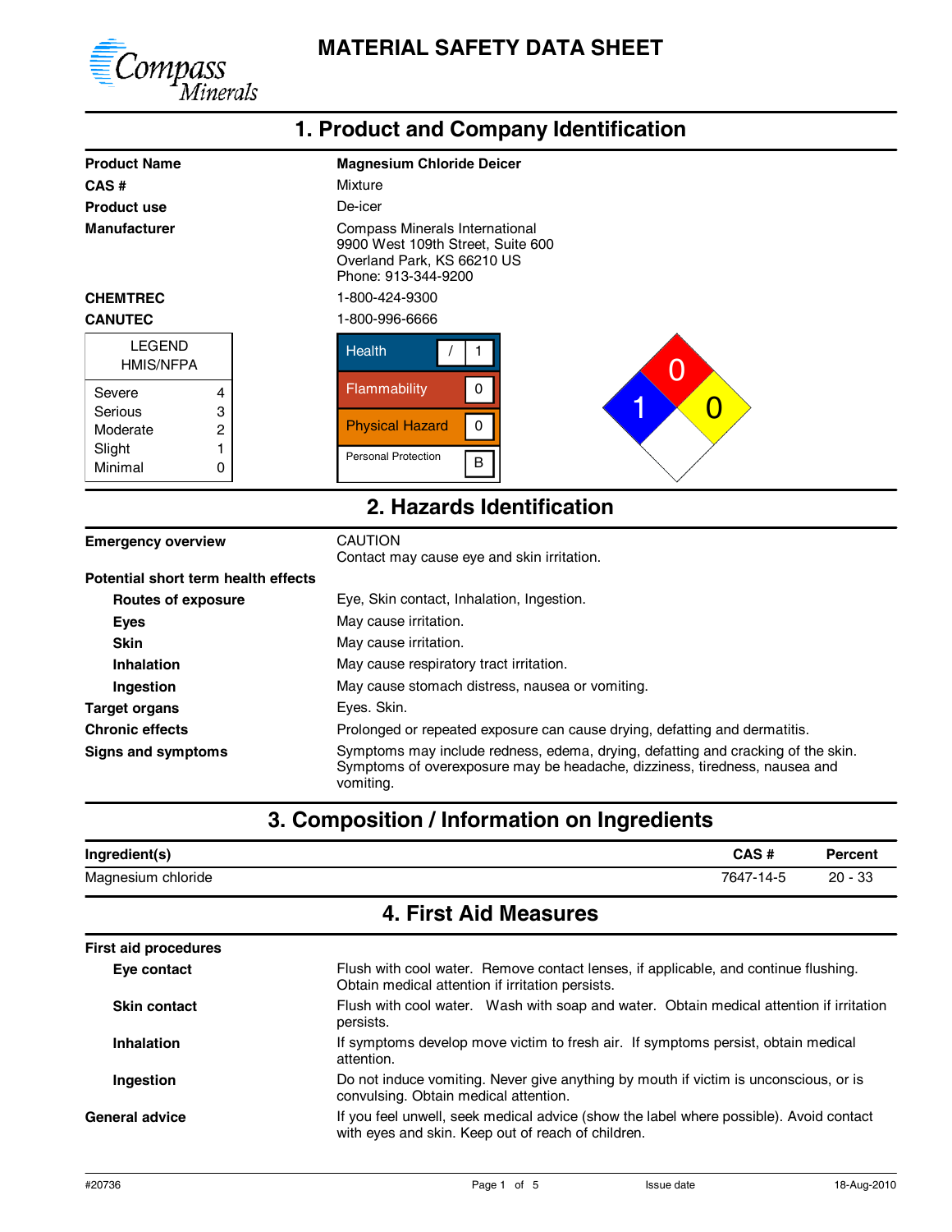Compass Minerals

# MATERIAL SAFETY DATA SHEET

## 1. Product and Company Identification

| | |
|---|---|
| **Product Name** | **Magnesium Chloride Deicer** |
| **CAS #** | Mixture |
| **Product use** | De-icer |
| **Manufacturer** | Compass Minerals International<br>9900 West 109th Street, Suite 600<br>Overland Park, KS 66210 US<br>Phone: 913-344-9200 |
| **CHEMTREC** | 1-800-424-9300 |
| **CANUTEC** | 1-800-996-6666 |

| LEGEND HMIS/NFPA | |
|---|---|
| Severe | 4 |
| Serious | 3 |
| Moderate | 2 |
| Slight | 1 |
| Minimal | 0 |

| HMIS | |
|---|---|
| Health | / 1 |
| Flammability | 0 |
| Physical Hazard | 0 |
| Personal Protection | B |

NFPA: Health 1, Flammability 0, Instability 0

## 2. Hazards Identification

| | |
|---|---|
| **Emergency overview** | CAUTION<br>Contact may cause eye and skin irritation. |
| **Potential short term health effects** | |
| **Routes of exposure** | Eye, Skin contact, Inhalation, Ingestion. |
| **Eyes** | May cause irritation. |
| **Skin** | May cause irritation. |
| **Inhalation** | May cause respiratory tract irritation. |
| **Ingestion** | May cause stomach distress, nausea or vomiting. |
| **Target organs** | Eyes. Skin. |
| **Chronic effects** | Prolonged or repeated exposure can cause drying, defatting and dermatitis. |
| **Signs and symptoms** | Symptoms may include redness, edema, drying, defatting and cracking of the skin. Symptoms of overexposure may be headache, dizziness, tiredness, nausea and vomiting. |

## 3. Composition / Information on Ingredients

| Ingredient(s) | CAS # | Percent |
|---|---|---|
| Magnesium chloride | 7647-14-5 | 20 - 33 |

## 4. First Aid Measures

| | |
|---|---|
| **First aid procedures** | |
| **Eye contact** | Flush with cool water. Remove contact lenses, if applicable, and continue flushing. Obtain medical attention if irritation persists. |
| **Skin contact** | Flush with cool water. Wash with soap and water. Obtain medical attention if irritation persists. |
| **Inhalation** | If symptoms develop move victim to fresh air. If symptoms persist, obtain medical attention. |
| **Ingestion** | Do not induce vomiting. Never give anything by mouth if victim is unconscious, or is convulsing. Obtain medical attention. |
| **General advice** | If you feel unwell, seek medical advice (show the label where possible). Avoid contact with eyes and skin. Keep out of reach of children. |

#20736 Issue date 18-Aug-2010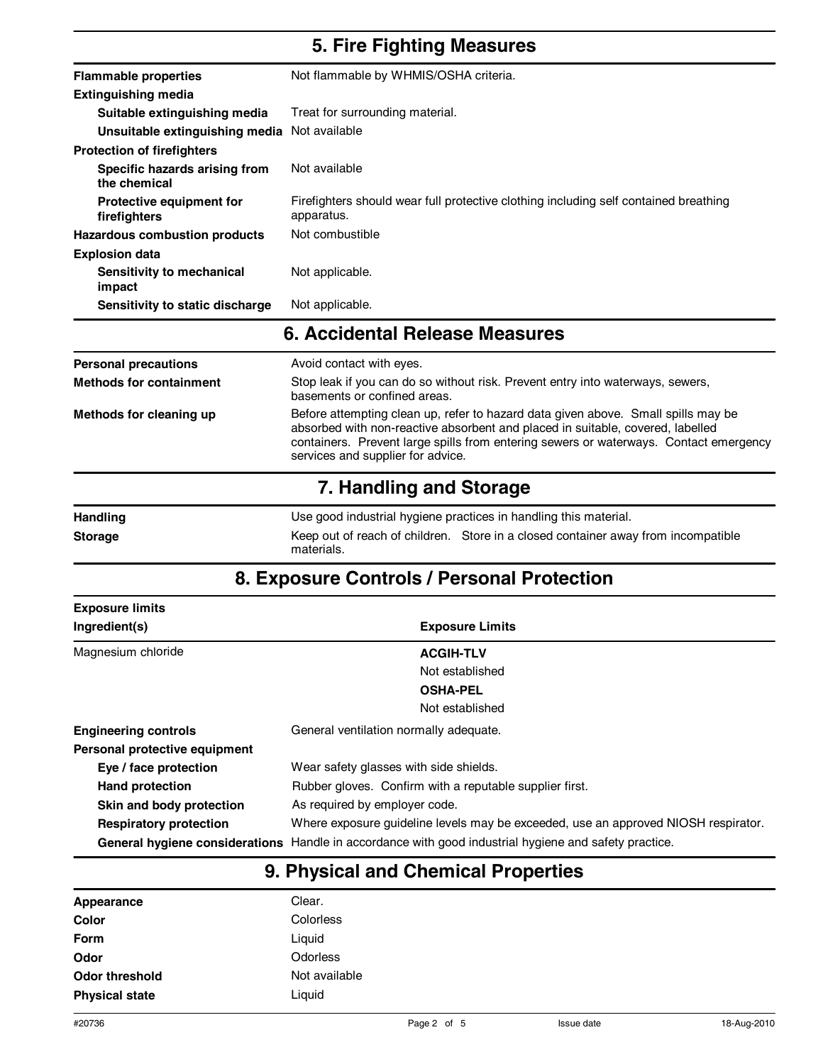## 5. Fire Fighting Measures

| | |
|---|---|
| **Flammable properties** | Not flammable by WHMIS/OSHA criteria. |
| **Extinguishing media** | |
| **Suitable extinguishing media** | Treat for surrounding material. |
| **Unsuitable extinguishing media** | Not available |
| **Protection of firefighters** | |
| **Specific hazards arising from the chemical** | Not available |
| **Protective equipment for firefighters** | Firefighters should wear full protective clothing including self contained breathing apparatus. |
| **Hazardous combustion products** | Not combustible |
| **Explosion data** | |
| **Sensitivity to mechanical impact** | Not applicable. |
| **Sensitivity to static discharge** | Not applicable. |

## 6. Accidental Release Measures

| | |
|---|---|
| **Personal precautions** | Avoid contact with eyes. |
| **Methods for containment** | Stop leak if you can do so without risk. Prevent entry into waterways, sewers, basements or confined areas. |
| **Methods for cleaning up** | Before attempting clean up, refer to hazard data given above. Small spills may be absorbed with non-reactive absorbent and placed in suitable, covered, labelled containers. Prevent large spills from entering sewers or waterways. Contact emergency services and supplier for advice. |

## 7. Handling and Storage

| | |
|---|---|
| **Handling** | Use good industrial hygiene practices in handling this material. |
| **Storage** | Keep out of reach of children. Store in a closed container away from incompatible materials. |

## 8. Exposure Controls / Personal Protection

**Exposure limits**

| Ingredient(s) | Exposure Limits |
|---|---|
| Magnesium chloride | **ACGIH-TLV**<br>Not established<br>**OSHA-PEL**<br>Not established |

| | |
|---|---|
| **Engineering controls** | General ventilation normally adequate. |
| **Personal protective equipment** | |
| **Eye / face protection** | Wear safety glasses with side shields. |
| **Hand protection** | Rubber gloves. Confirm with a reputable supplier first. |
| **Skin and body protection** | As required by employer code. |
| **Respiratory protection** | Where exposure guideline levels may be exceeded, use an approved NIOSH respirator. |
| **General hygiene considerations** | Handle in accordance with good industrial hygiene and safety practice. |

## 9. Physical and Chemical Properties

| | |
|---|---|
| **Appearance** | Clear. |
| **Color** | Colorless |
| **Form** | Liquid |
| **Odor** | Odorless |
| **Odor threshold** | Not available |
| **Physical state** | Liquid |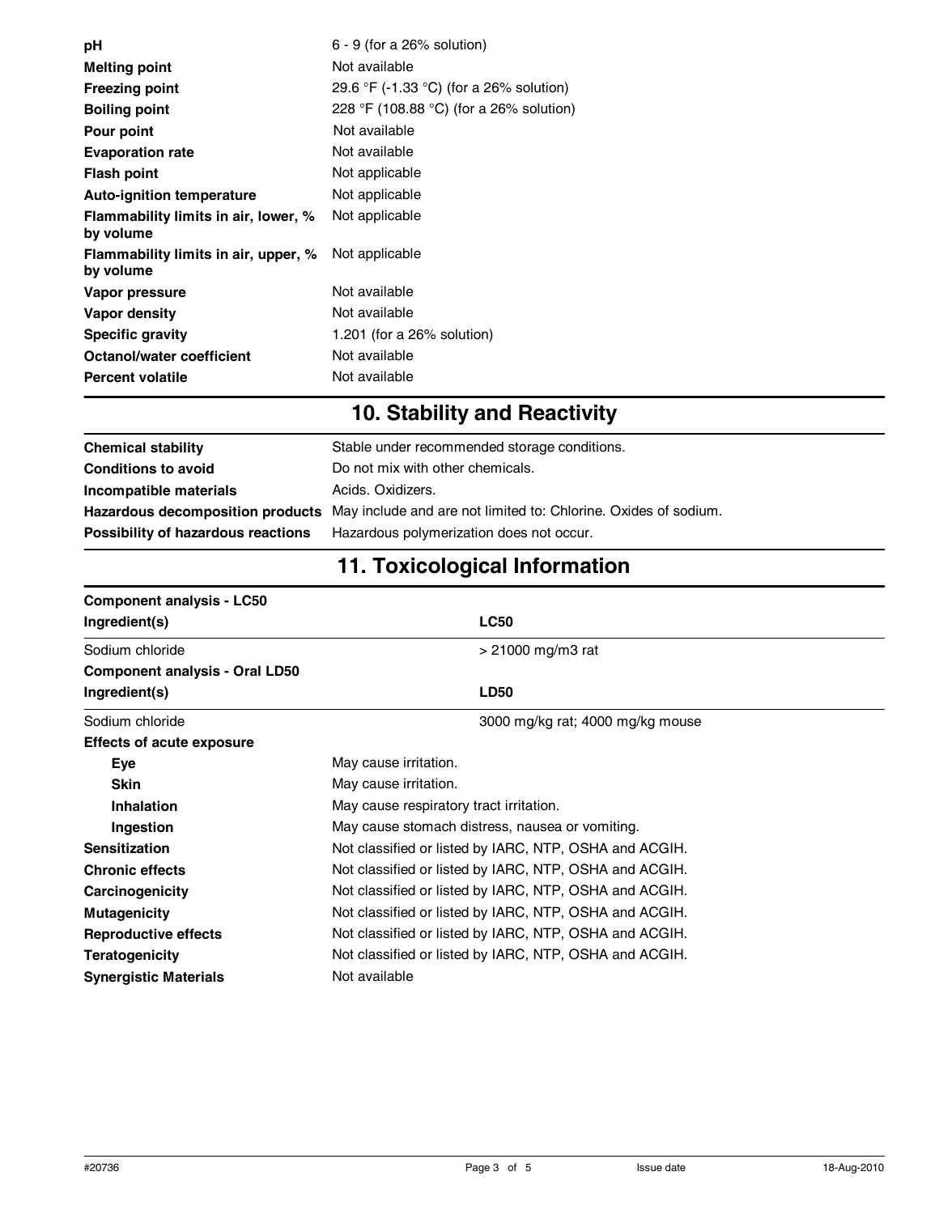| | |
|---|---|
| **pH** | 6 - 9 (for a 26% solution) |
| **Melting point** | Not available |
| **Freezing point** | 29.6 °F (-1.33 °C) (for a 26% solution) |
| **Boiling point** | 228 °F (108.88 °C) (for a 26% solution) |
| **Pour point** | Not available |
| **Evaporation rate** | Not available |
| **Flash point** | Not applicable |
| **Auto-ignition temperature** | Not applicable |
| **Flammability limits in air, lower, % by volume** | Not applicable |
| **Flammability limits in air, upper, % by volume** | Not applicable |
| **Vapor pressure** | Not available |
| **Vapor density** | Not available |
| **Specific gravity** | 1.201 (for a 26% solution) |
| **Octanol/water coefficient** | Not available |
| **Percent volatile** | Not available |

## 10. Stability and Reactivity

| | |
|---|---|
| **Chemical stability** | Stable under recommended storage conditions. |
| **Conditions to avoid** | Do not mix with other chemicals. |
| **Incompatible materials** | Acids. Oxidizers. |
| **Hazardous decomposition products** | May include and are not limited to: Chlorine. Oxides of sodium. |
| **Possibility of hazardous reactions** | Hazardous polymerization does not occur. |

## 11. Toxicological Information

**Component analysis - LC50**

| Ingredient(s) | LC50 |
|---|---|
| Sodium chloride | > 21000 mg/m3 rat |

**Component analysis - Oral LD50**

| Ingredient(s) | LD50 |
|---|---|
| Sodium chloride | 3000 mg/kg rat; 4000 mg/kg mouse |

**Effects of acute exposure**

| | |
|---|---|
| **Eye** | May cause irritation. |
| **Skin** | May cause irritation. |
| **Inhalation** | May cause respiratory tract irritation. |
| **Ingestion** | May cause stomach distress, nausea or vomiting. |

| | |
|---|---|
| **Sensitization** | Not classified or listed by IARC, NTP, OSHA and ACGIH. |
| **Chronic effects** | Not classified or listed by IARC, NTP, OSHA and ACGIH. |
| **Carcinogenicity** | Not classified or listed by IARC, NTP, OSHA and ACGIH. |
| **Mutagenicity** | Not classified or listed by IARC, NTP, OSHA and ACGIH. |
| **Reproductive effects** | Not classified or listed by IARC, NTP, OSHA and ACGIH. |
| **Teratogenicity** | Not classified or listed by IARC, NTP, OSHA and ACGIH. |
| **Synergistic Materials** | Not available |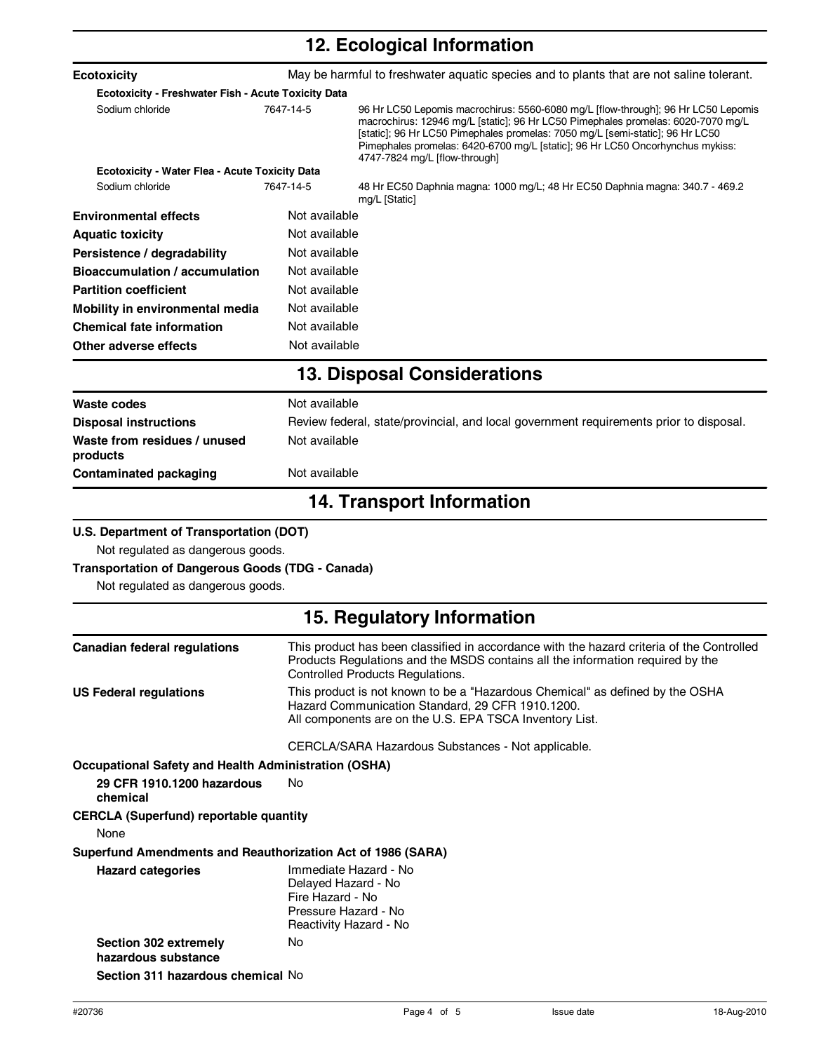## 12. Ecological Information

**Ecotoxicity** May be harmful to freshwater aquatic species and to plants that are not saline tolerant.

**Ecotoxicity - Freshwater Fish - Acute Toxicity Data**

| | | |
|---|---|---|
| Sodium chloride | 7647-14-5 | 96 Hr LC50 Lepomis macrochirus: 5560-6080 mg/L [flow-through]; 96 Hr LC50 Lepomis macrochirus: 12946 mg/L [static]; 96 Hr LC50 Pimephales promelas: 6020-7070 mg/L [static]; 96 Hr LC50 Pimephales promelas: 7050 mg/L [semi-static]; 96 Hr LC50 Pimephales promelas: 6420-6700 mg/L [static]; 96 Hr LC50 Oncorhynchus mykiss: 4747-7824 mg/L [flow-through] |

**Ecotoxicity - Water Flea - Acute Toxicity Data**

| | | |
|---|---|---|
| Sodium chloride | 7647-14-5 | 48 Hr EC50 Daphnia magna: 1000 mg/L; 48 Hr EC50 Daphnia magna: 340.7 - 469.2 mg/L [Static] |

**Environmental effects** Not available

**Aquatic toxicity** Not available

**Persistence / degradability** Not available

**Bioaccumulation / accumulation** Not available

**Partition coefficient** Not available

**Mobility in environmental media** Not available

**Chemical fate information** Not available

**Other adverse effects** Not available

## 13. Disposal Considerations

**Waste codes** Not available

**Disposal instructions** Review federal, state/provincial, and local government requirements prior to disposal.

**Waste from residues / unused products** Not available

**Contaminated packaging** Not available

## 14. Transport Information

**U.S. Department of Transportation (DOT)**

Not regulated as dangerous goods.

**Transportation of Dangerous Goods (TDG - Canada)**

Not regulated as dangerous goods.

## 15. Regulatory Information

**Canadian federal regulations** This product has been classified in accordance with the hazard criteria of the Controlled Products Regulations and the MSDS contains all the information required by the Controlled Products Regulations.

**US Federal regulations** This product is not known to be a "Hazardous Chemical" as defined by the OSHA Hazard Communication Standard, 29 CFR 1910.1200.
All components are on the U.S. EPA TSCA Inventory List.

CERCLA/SARA Hazardous Substances - Not applicable.

**Occupational Safety and Health Administration (OSHA)**

**29 CFR 1910.1200 hazardous chemical** No

**CERCLA (Superfund) reportable quantity**

None

**Superfund Amendments and Reauthorization Act of 1986 (SARA)**

**Hazard categories**
Immediate Hazard - No
Delayed Hazard - No
Fire Hazard - No
Pressure Hazard - No
Reactivity Hazard - No

**Section 302 extremely hazardous substance** No

**Section 311 hazardous chemical** No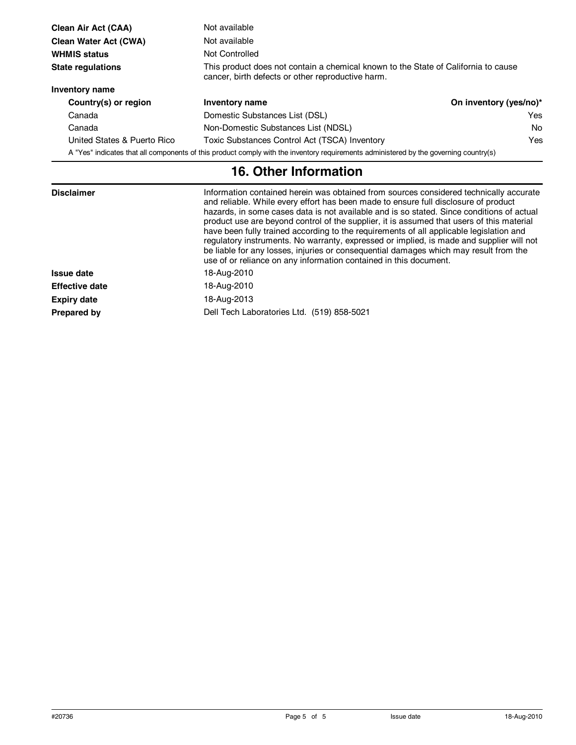| | |
|---|---|
| **Clean Air Act (CAA)** | Not available |
| **Clean Water Act (CWA)** | Not available |
| **WHMIS status** | Not Controlled |
| **State regulations** | This product does not contain a chemical known to the State of California to cause cancer, birth defects or other reproductive harm. |

**Inventory name**

| Country(s) or region | Inventory name | On inventory (yes/no)* |
|---|---|---|
| Canada | Domestic Substances List (DSL) | Yes |
| Canada | Non-Domestic Substances List (NDSL) | No |
| United States & Puerto Rico | Toxic Substances Control Act (TSCA) Inventory | Yes |

A "Yes" indicates that all components of this product comply with the inventory requirements administered by the governing country(s)

## 16. Other Information

| | |
|---|---|
| **Disclaimer** | Information contained herein was obtained from sources considered technically accurate and reliable. While every effort has been made to ensure full disclosure of product hazards, in some cases data is not available and is so stated. Since conditions of actual product use are beyond control of the supplier, it is assumed that users of this material have been fully trained according to the requirements of all applicable legislation and regulatory instruments. No warranty, expressed or implied, is made and supplier will not be liable for any losses, injuries or consequential damages which may result from the use of or reliance on any information contained in this document. |
| **Issue date** | 18-Aug-2010 |
| **Effective date** | 18-Aug-2010 |
| **Expiry date** | 18-Aug-2013 |
| **Prepared by** | Dell Tech Laboratories Ltd. (519) 858-5021 |